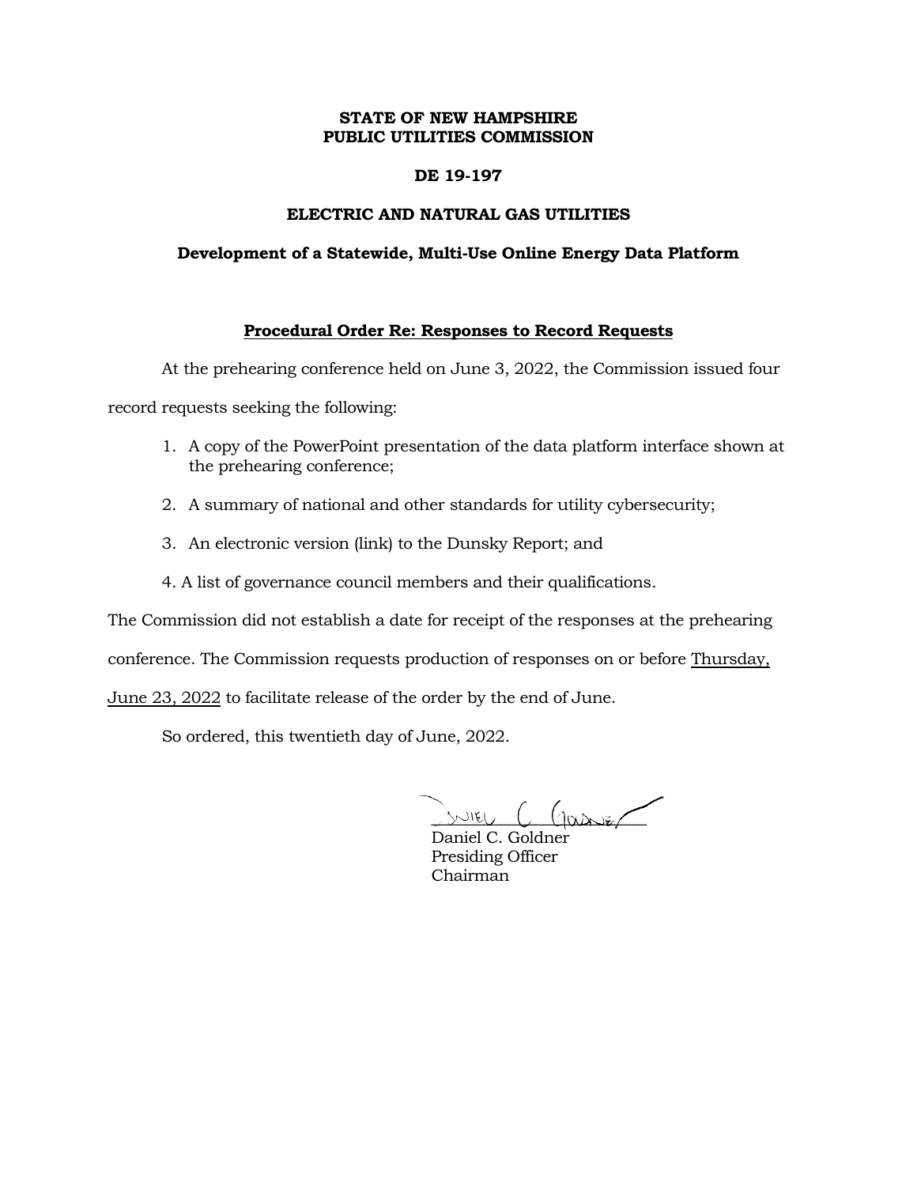**STATE OF NEW HAMPSHIRE**
**PUBLIC UTILITIES COMMISSION**

**DE 19-197**

**ELECTRIC AND NATURAL GAS UTILITIES**

**Development of a Statewide, Multi-Use Online Energy Data Platform**

**Procedural Order Re: Responses to Record Requests**

At the prehearing conference held on June 3, 2022, the Commission issued four record requests seeking the following:

1. A copy of the PowerPoint presentation of the data platform interface shown at the prehearing conference;
2. A summary of national and other standards for utility cybersecurity;
3. An electronic version (link) to the Dunsky Report; and
4. A list of governance council members and their qualifications.

The Commission did not establish a date for receipt of the responses at the prehearing conference. The Commission requests production of responses on or before Thursday, June 23, 2022 to facilitate release of the order by the end of June.

So ordered, this twentieth day of June, 2022.

Daniel C. Goldner
Presiding Officer
Chairman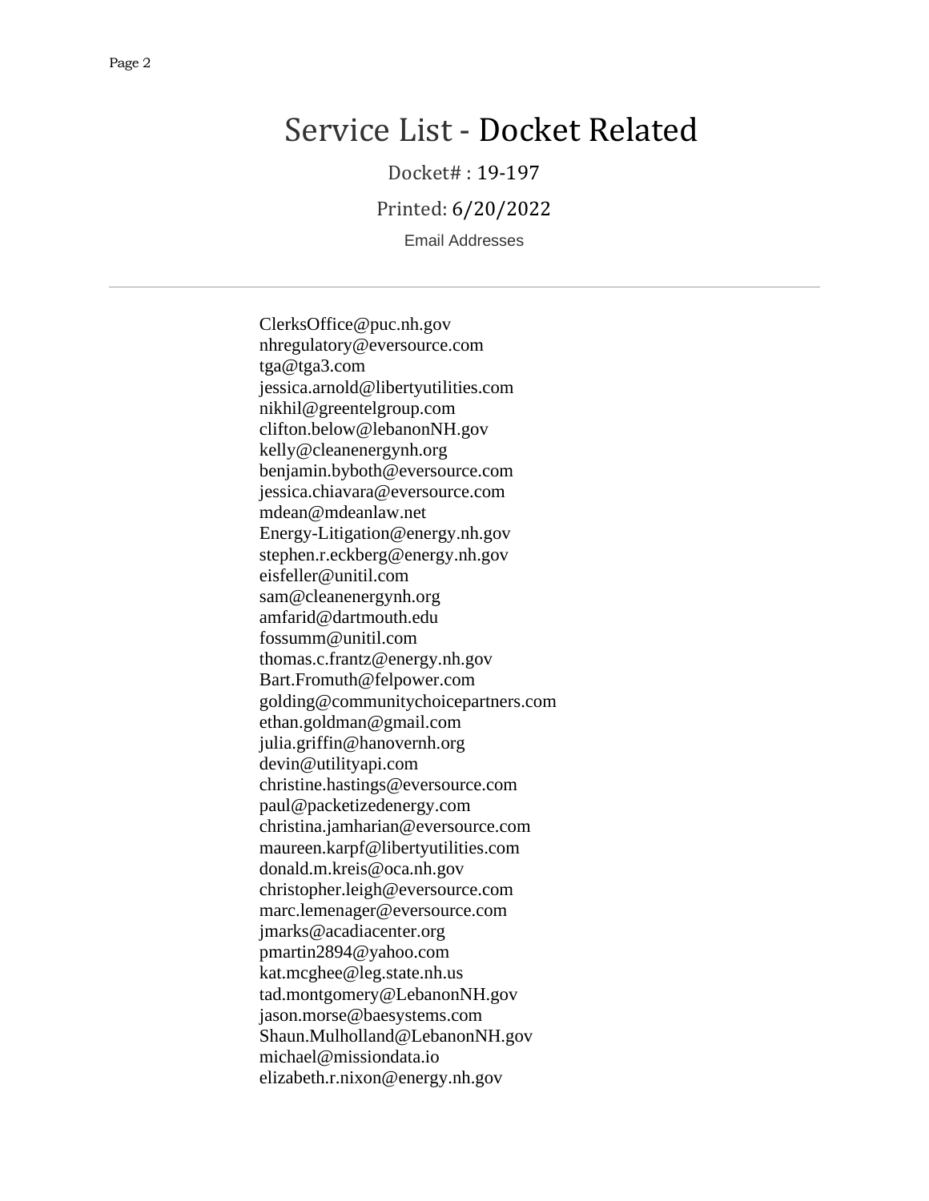# Service List - Docket Related

Docket# : 19-197

Printed: 6/20/2022

Email Addresses

---

ClerksOffice@puc.nh.gov
nhregulatory@eversource.com
tga@tga3.com
jessica.arnold@libertyutilities.com
nikhil@greentelgroup.com
clifton.below@lebanonNH.gov
kelly@cleanenergynh.org
benjamin.byboth@eversource.com
jessica.chiavara@eversource.com
mdean@mdeanlaw.net
Energy-Litigation@energy.nh.gov
stephen.r.eckberg@energy.nh.gov
eisfeller@unitil.com
sam@cleanenergynh.org
amfarid@dartmouth.edu
fossumm@unitil.com
thomas.c.frantz@energy.nh.gov
Bart.Fromuth@felpower.com
golding@communitychoicepartners.com
ethan.goldman@gmail.com
julia.griffin@hanovernh.org
devin@utilityapi.com
christine.hastings@eversource.com
paul@packetizedenergy.com
christina.jamharian@eversource.com
maureen.karpf@libertyutilities.com
donald.m.kreis@oca.nh.gov
christopher.leigh@eversource.com
marc.lemenager@eversource.com
jmarks@acadiacenter.org
pmartin2894@yahoo.com
kat.mcghee@leg.state.nh.us
tad.montgomery@LebanonNH.gov
jason.morse@baesystems.com
Shaun.Mulholland@LebanonNH.gov
michael@missiondata.io
elizabeth.r.nixon@energy.nh.gov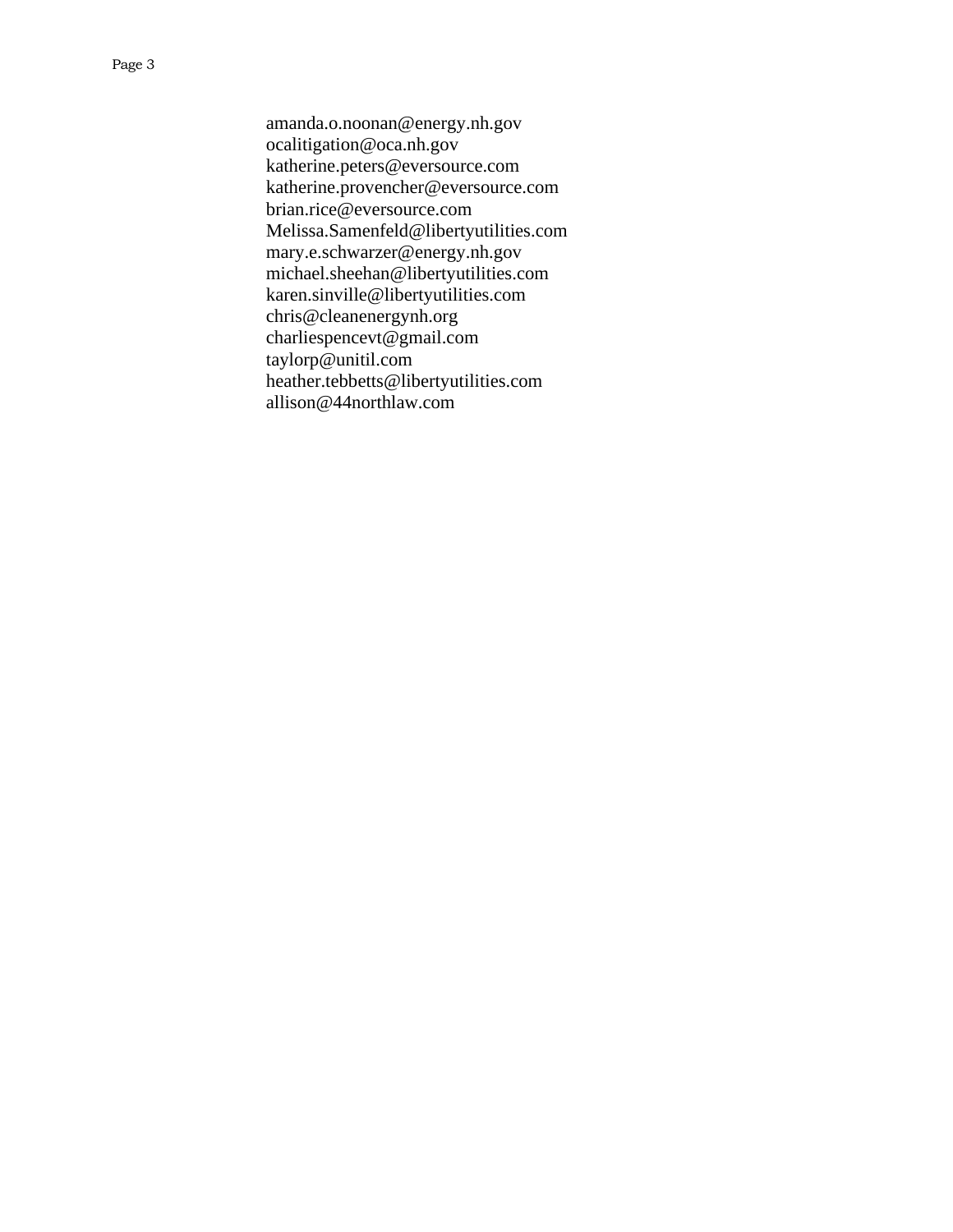amanda.o.noonan@energy.nh.gov
ocalitigation@oca.nh.gov
katherine.peters@eversource.com
katherine.provencher@eversource.com
brian.rice@eversource.com
Melissa.Samenfeld@libertyutilities.com
mary.e.schwarzer@energy.nh.gov
michael.sheehan@libertyutilities.com
karen.sinville@libertyutilities.com
chris@cleanenergynh.org
charliespencevt@gmail.com
taylorp@unitil.com
heather.tebbetts@libertyutilities.com
allison@44northlaw.com